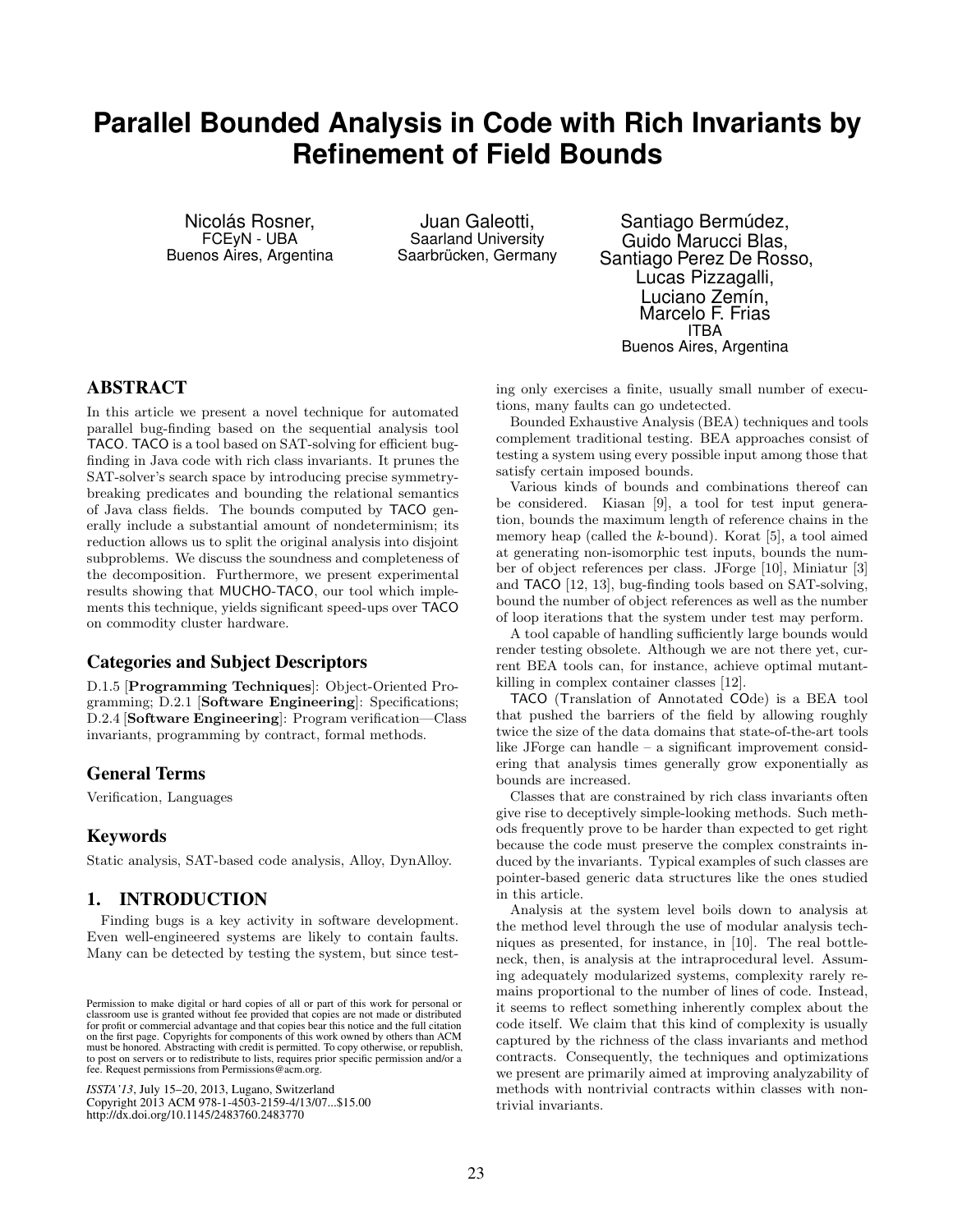# Parallel Bounded Analysis in Code with Rich Invariants by Refinement of Field Bounds

Nicolás Rosner,
FCEyN - UBA
Buenos Aires, Argentina

Juan Galeotti,
Saarland University
Saarbrücken, Germany

Santiago Bermúdez,
Guido Marucci Blas,
Santiago Perez De Rosso,
Lucas Pizzagalli,
Luciano Zemín,
Marcelo F. Frias
ITBA
Buenos Aires, Argentina

## ABSTRACT

In this article we present a novel technique for automated parallel bug-finding based on the sequential analysis tool TACO. TACO is a tool based on SAT-solving for efficient bug-finding in Java code with rich class invariants. It prunes the SAT-solver's search space by introducing precise symmetry-breaking predicates and bounding the relational semantics of Java class fields. The bounds computed by TACO generally include a substantial amount of nondeterminism; its reduction allows us to split the original analysis into disjoint subproblems. We discuss the soundness and completeness of the decomposition. Furthermore, we present experimental results showing that MUCHO-TACO, our tool which implements this technique, yields significant speed-ups over TACO on commodity cluster hardware.

### Categories and Subject Descriptors

D.1.5 [**Programming Techniques**]: Object-Oriented Programming; D.2.1 [**Software Engineering**]: Specifications; D.2.4 [**Software Engineering**]: Program verification—Class invariants, programming by contract, formal methods.

### General Terms

Verification, Languages

### Keywords

Static analysis, SAT-based code analysis, Alloy, DynAlloy.

## 1. INTRODUCTION

Finding bugs is a key activity in software development. Even well-engineered systems are likely to contain faults. Many can be detected by testing the system, but since testing only exercises a finite, usually small number of executions, many faults can go undetected.

Bounded Exhaustive Analysis (BEA) techniques and tools complement traditional testing. BEA approaches consist of testing a system using every possible input among those that satisfy certain imposed bounds.

Various kinds of bounds and combinations thereof can be considered. Kiasan [9], a tool for test input generation, bounds the maximum length of reference chains in the memory heap (called the $k$-bound). Korat [5], a tool aimed at generating non-isomorphic test inputs, bounds the number of object references per class. JForge [10], Miniatur [3] and TACO [12, 13], bug-finding tools based on SAT-solving, bound the number of object references as well as the number of loop iterations that the system under test may perform.

A tool capable of handling sufficiently large bounds would render testing obsolete. Although we are not there yet, current BEA tools can, for instance, achieve optimal mutant-killing in complex container classes [12].

TACO (Translation of Annotated COde) is a BEA tool that pushed the barriers of the field by allowing roughly twice the size of the data domains that state-of-the-art tools like JForge can handle – a significant improvement considering that analysis times generally grow exponentially as bounds are increased.

Classes that are constrained by rich class invariants often give rise to deceptively simple-looking methods. Such methods frequently prove to be harder than expected to get right because the code must preserve the complex constraints induced by the invariants. Typical examples of such classes are pointer-based generic data structures like the ones studied in this article.

Analysis at the system level boils down to analysis at the method level through the use of modular analysis techniques as presented, for instance, in [10]. The real bottleneck, then, is analysis at the intraprocedural level. Assuming adequately modularized systems, complexity rarely remains proportional to the number of lines of code. Instead, it seems to reflect something inherently complex about the code itself. We claim that this kind of complexity is usually captured by the richness of the class invariants and method contracts. Consequently, the techniques and optimizations we present are primarily aimed at improving analyzability of methods with nontrivial contracts within classes with nontrivial invariants.

Permission to make digital or hard copies of all or part of this work for personal or classroom use is granted without fee provided that copies are not made or distributed for profit or commercial advantage and that copies bear this notice and the full citation on the first page. Copyrights for components of this work owned by others than ACM must be honored. Abstracting with credit is permitted. To copy otherwise, or republish, to post on servers or to redistribute to lists, requires prior specific permission and/or a fee. Request permissions from Permissions@acm.org.

*ISSTA'13*, July 15–20, 2013, Lugano, Switzerland
Copyright 2013 ACM 978-1-4503-2159-4/13/07...$15.00
http://dx.doi.org/10.1145/2483760.2483770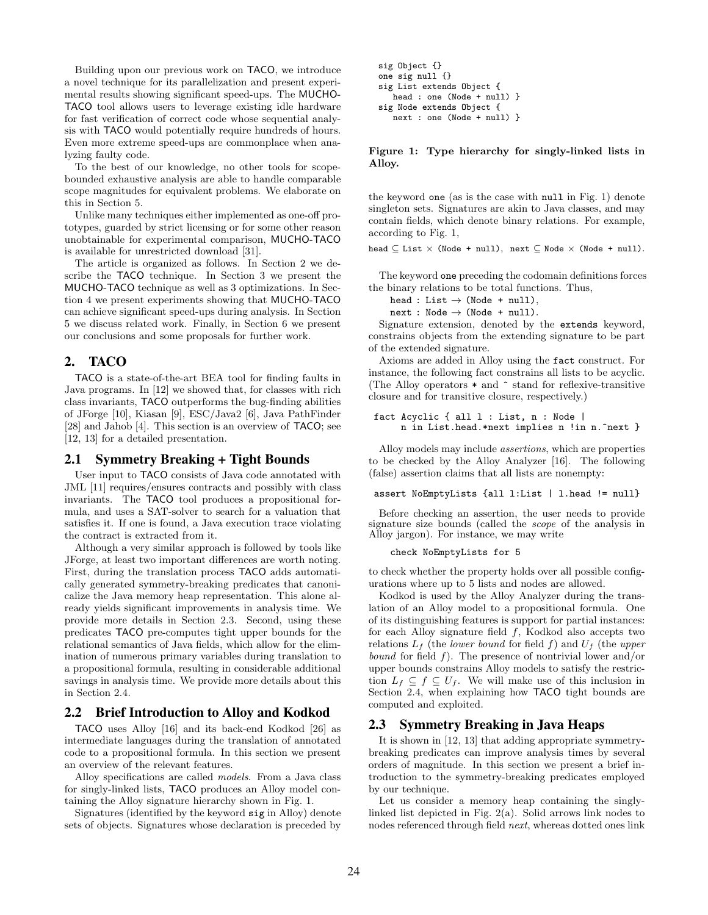Building upon our previous work on TACO, we introduce a novel technique for its parallelization and present experimental results showing significant speed-ups. The MUCHO-TACO tool allows users to leverage existing idle hardware for fast verification of correct code whose sequential analysis with TACO would potentially require hundreds of hours. Even more extreme speed-ups are commonplace when analyzing faulty code.

To the best of our knowledge, no other tools for scope-bounded exhaustive analysis are able to handle comparable scope magnitudes for equivalent problems. We elaborate on this in Section 5.

Unlike many techniques either implemented as one-off prototypes, guarded by strict licensing or for some other reason unobtainable for experimental comparison, MUCHO-TACO is available for unrestricted download [31].

The article is organized as follows. In Section 2 we describe the TACO technique. In Section 3 we present the MUCHO-TACO technique as well as 3 optimizations. In Section 4 we present experiments showing that MUCHO-TACO can achieve significant speed-ups during analysis. In Section 5 we discuss related work. Finally, in Section 6 we present our conclusions and some proposals for further work.

## 2. TACO

TACO is a state-of-the-art BEA tool for finding faults in Java programs. In [12] we showed that, for classes with rich class invariants, TACO outperforms the bug-finding abilities of JForge [10], Kiasan [9], ESC/Java2 [6], Java PathFinder [28] and Jahob [4]. This section is an overview of TACO; see [12, 13] for a detailed presentation.

### 2.1 Symmetry Breaking + Tight Bounds

User input to TACO consists of Java code annotated with JML [11] requires/ensures contracts and possibly with class invariants. The TACO tool produces a propositional formula, and uses a SAT-solver to search for a valuation that satisfies it. If one is found, a Java execution trace violating the contract is extracted from it.

Although a very similar approach is followed by tools like JForge, at least two important differences are worth noting. First, during the translation process TACO adds automatically generated symmetry-breaking predicates that canonicalize the Java memory heap representation. This alone already yields significant improvements in analysis time. We provide more details in Section 2.3. Second, using these predicates TACO pre-computes tight upper bounds for the relational semantics of Java fields, which allow for the elimination of numerous primary variables during translation to a propositional formula, resulting in considerable additional savings in analysis time. We provide more details about this in Section 2.4.

### 2.2 Brief Introduction to Alloy and Kodkod

TACO uses Alloy [16] and its back-end Kodkod [26] as intermediate languages during the translation of annotated code to a propositional formula. In this section we present an overview of the relevant features.

Alloy specifications are called *models*. From a Java class for singly-linked lists, TACO produces an Alloy model containing the Alloy signature hierarchy shown in Fig. 1.

Signatures (identified by the keyword `sig` in Alloy) denote sets of objects. Signatures whose declaration is preceded by the keyword `one` (as is the case with `null` in Fig. 1) denote singleton sets. Signatures are akin to Java classes, and may contain fields, which denote binary relations. For example, according to Fig. 1,

```
sig Object {}
one sig null {}
sig List extends Object {
   head : one (Node + null) }
sig Node extends Object {
   next : one (Node + null) }
```

**Figure 1: Type hierarchy for singly-linked lists in Alloy.**

head $\subseteq$ List $\times$ (Node + null), next $\subseteq$ Node $\times$ (Node + null).

The keyword `one` preceding the codomain definitions forces the binary relations to be total functions. Thus,

head : List $\rightarrow$ (Node + null),
next : Node $\rightarrow$ (Node + null).

Signature extension, denoted by the `extends` keyword, constrains objects from the extending signature to be part of the extended signature.

Axioms are added in Alloy using the `fact` construct. For instance, the following fact constrains all lists to be acyclic. (The Alloy operators * and ^ stand for reflexive-transitive closure and for transitive closure, respectively.)

```
fact Acyclic { all l : List, n : Node |
     n in List.head.*next implies n !in n.^next }
```

Alloy models may include *assertions*, which are properties to be checked by the Alloy Analyzer [16]. The following (false) assertion claims that all lists are nonempty:

```
assert NoEmptyLists {all l:List | l.head != null}
```

Before checking an assertion, the user needs to provide signature size bounds (called the *scope* of the analysis in Alloy jargon). For instance, we may write

```
check NoEmptyLists for 5
```

to check whether the property holds over all possible configurations where up to 5 lists and nodes are allowed.

Kodkod is used by the Alloy Analyzer during the translation of an Alloy model to a propositional formula. One of its distinguishing features is support for partial instances: for each Alloy signature field $f$, Kodkod also accepts two relations $L_f$ (the *lower bound* for field $f$) and $U_f$ (the *upper bound* for field $f$). The presence of nontrivial lower and/or upper bounds constrains Alloy models to satisfy the restriction $L_f \subseteq f \subseteq U_f$. We will make use of this inclusion in Section 2.4, when explaining how TACO tight bounds are computed and exploited.

### 2.3 Symmetry Breaking in Java Heaps

It is shown in [12, 13] that adding appropriate symmetry-breaking predicates can improve analysis times by several orders of magnitude. In this section we present a brief introduction to the symmetry-breaking predicates employed by our technique.

Let us consider a memory heap containing the singly-linked list depicted in Fig. 2(a). Solid arrows link nodes to nodes referenced through field *next*, whereas dotted ones link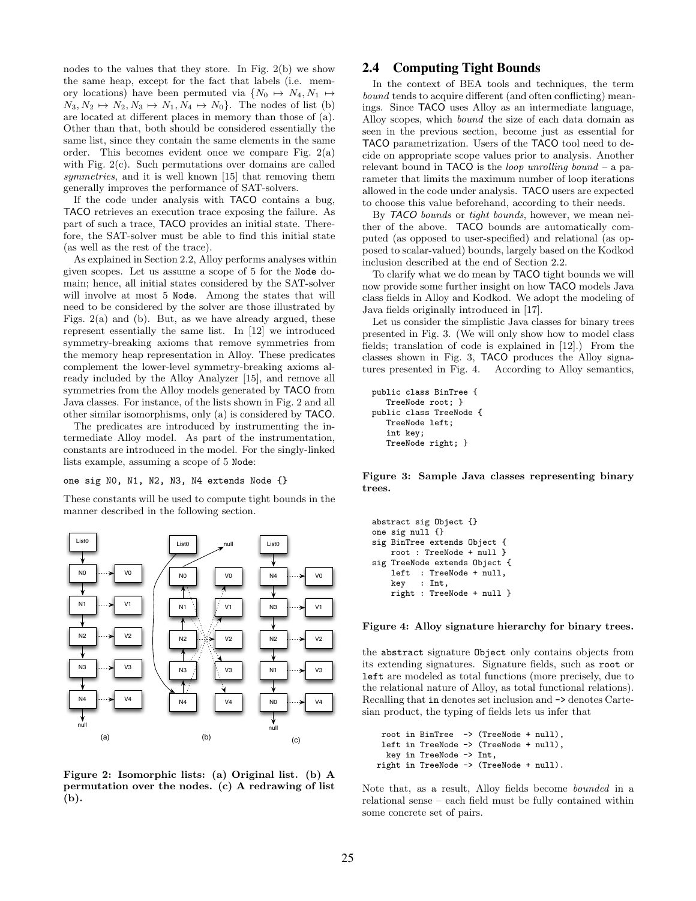nodes to the values that they store. In Fig. 2(b) we show the same heap, except for the fact that labels (i.e. memory locations) have been permuted via $\{N_0 \mapsto N_4, N_1 \mapsto N_3, N_2 \mapsto N_2, N_3 \mapsto N_1, N_4 \mapsto N_0\}$. The nodes of list (b) are located at different places in memory than those of (a). Other than that, both should be considered essentially the same list, since they contain the same elements in the same order. This becomes evident once we compare Fig. 2(a) with Fig. 2(c). Such permutations over domains are called *symmetries*, and it is well known [15] that removing them generally improves the performance of SAT-solvers.

If the code under analysis with TACO contains a bug, TACO retrieves an execution trace exposing the failure. As part of such a trace, TACO provides an initial state. Therefore, the SAT-solver must be able to find this initial state (as well as the rest of the trace).

As explained in Section 2.2, Alloy performs analyses within given scopes. Let us assume a scope of 5 for the `Node` domain; hence, all initial states considered by the SAT-solver will involve at most 5 `Node`. Among the states that will need to be considered by the solver are those illustrated by Figs. 2(a) and (b). But, as we have already argued, these represent essentially the same list. In [12] we introduced symmetry-breaking axioms that remove symmetries from the memory heap representation in Alloy. These predicates complement the lower-level symmetry-breaking axioms already included by the Alloy Analyzer [15], and remove all symmetries from the Alloy models generated by TACO from Java classes. For instance, of the lists shown in Fig. 2 and all other similar isomorphisms, only (a) is considered by TACO.

The predicates are introduced by instrumenting the intermediate Alloy model. As part of the instrumentation, constants are introduced in the model. For the singly-linked lists example, assuming a scope of 5 `Node`:

```
one sig N0, N1, N2, N3, N4 extends Node {}
```

These constants will be used to compute tight bounds in the manner described in the following section.

**Figure 2: Isomorphic lists: (a) Original list. (b) A permutation over the nodes. (c) A redrawing of list (b).**

## 2.4 Computing Tight Bounds

In the context of BEA tools and techniques, the term *bound* tends to acquire different (and often conflicting) meanings. Since TACO uses Alloy as an intermediate language, Alloy scopes, which *bound* the size of each data domain as seen in the previous section, become just as essential for TACO parametrization. Users of the TACO tool need to decide on appropriate scope values prior to analysis. Another relevant bound in TACO is the *loop unrolling bound* – a parameter that limits the maximum number of loop iterations allowed in the code under analysis. TACO users are expected to choose this value beforehand, according to their needs.

By *TACO bounds* or *tight bounds*, however, we mean neither of the above. TACO bounds are automatically computed (as opposed to user-specified) and relational (as opposed to scalar-valued) bounds, largely based on the Kodkod inclusion described at the end of Section 2.2.

To clarify what we do mean by TACO tight bounds we will now provide some further insight on how TACO models Java class fields in Alloy and Kodkod. We adopt the modeling of Java fields originally introduced in [17].

Let us consider the simplistic Java classes for binary trees presented in Fig. 3. (We will only show how to model class fields; translation of code is explained in [12].) From the classes shown in Fig. 3, TACO produces the Alloy signatures presented in Fig. 4. According to Alloy semantics,

```
public class BinTree {
   TreeNode root; }
public class TreeNode {
   TreeNode left;
   int key;
   TreeNode right; }
```

**Figure 3: Sample Java classes representing binary trees.**

```
abstract sig Object {}
one sig null {}
sig BinTree extends Object {
    root : TreeNode + null }
sig TreeNode extends Object {
    left  : TreeNode + null,
    key   : Int,
    right : TreeNode + null }
```

**Figure 4: Alloy signature hierarchy for binary trees.**

the `abstract` signature `Object` only contains objects from its extending signatures. Signature fields, such as `root` or `left` are modeled as total functions (more precisely, due to the relational nature of Alloy, as total functional relations). Recalling that `in` denotes set inclusion and `->` denotes Cartesian product, the typing of fields lets us infer that

```
  root in BinTree  -> (TreeNode + null),
  left in TreeNode -> (TreeNode + null),
   key in TreeNode -> Int,
 right in TreeNode -> (TreeNode + null).
```

Note that, as a result, Alloy fields become *bounded* in a relational sense – each field must be fully contained within some concrete set of pairs.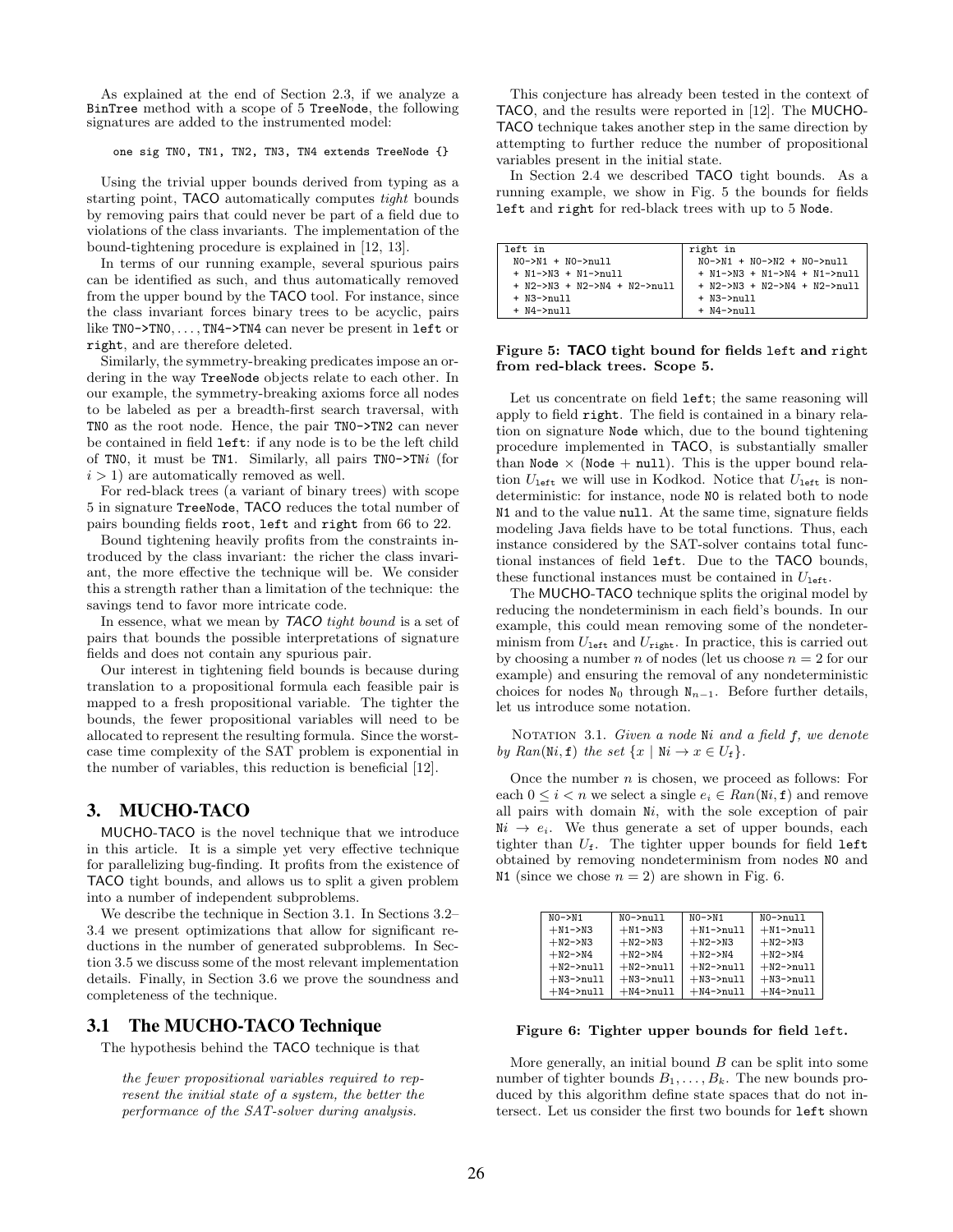As explained at the end of Section 2.3, if we analyze a BinTree method with a scope of 5 TreeNode, the following signatures are added to the instrumented model:

```
one sig TN0, TN1, TN2, TN3, TN4 extends TreeNode {}
```

Using the trivial upper bounds derived from typing as a starting point, TACO automatically computes *tight* bounds by removing pairs that could never be part of a field due to violations of the class invariants. The implementation of the bound-tightening procedure is explained in [12, 13].

In terms of our running example, several spurious pairs can be identified as such, and thus automatically removed from the upper bound by the TACO tool. For instance, since the class invariant forces binary trees to be acyclic, pairs like TN0->TN0, ..., TN4->TN4 can never be present in left or right, and are therefore deleted.

Similarly, the symmetry-breaking predicates impose an ordering in the way TreeNode objects relate to each other. In our example, the symmetry-breaking axioms force all nodes to be labeled as per a breadth-first search traversal, with TN0 as the root node. Hence, the pair TN0->TN2 can never be contained in field left: if any node is to be the left child of TN0, it must be TN1. Similarly, all pairs TN0->TN$i$ (for $i > 1$) are automatically removed as well.

For red-black trees (a variant of binary trees) with scope 5 in signature TreeNode, TACO reduces the total number of pairs bounding fields root, left and right from 66 to 22.

Bound tightening heavily profits from the constraints introduced by the class invariant: the richer the class invariant, the more effective the technique will be. We consider this a strength rather than a limitation of the technique: the savings tend to favor more intricate code.

In essence, what we mean by *TACO tight bound* is a set of pairs that bounds the possible interpretations of signature fields and does not contain any spurious pair.

Our interest in tightening field bounds is because during translation to a propositional formula each feasible pair is mapped to a fresh propositional variable. The tighter the bounds, the fewer propositional variables will need to be allocated to represent the resulting formula. Since the worst-case time complexity of the SAT problem is exponential in the number of variables, this reduction is beneficial [12].

# 3. MUCHO-TACO

MUCHO-TACO is the novel technique that we introduce in this article. It is a simple yet very effective technique for parallelizing bug-finding. It profits from the existence of TACO tight bounds, and allows us to split a given problem into a number of independent subproblems.

We describe the technique in Section 3.1. In Sections 3.2–3.4 we present optimizations that allow for significant reductions in the number of generated subproblems. In Section 3.5 we discuss some of the most relevant implementation details. Finally, in Section 3.6 we prove the soundness and completeness of the technique.

## 3.1 The MUCHO-TACO Technique

The hypothesis behind the TACO technique is that

> *the fewer propositional variables required to represent the initial state of a system, the better the performance of the SAT-solver during analysis.*

This conjecture has already been tested in the context of TACO, and the results were reported in [12]. The MUCHO-TACO technique takes another step in the same direction by attempting to further reduce the number of propositional variables present in the initial state.

In Section 2.4 we described TACO tight bounds. As a running example, we show in Fig. 5 the bounds for fields left and right for red-black trees with up to 5 Node.

| left in | right in |
|---|---|
| N0->N1 + N0->null<br>+ N1->N3 + N1->null<br>+ N2->N3 + N2->N4 + N2->null<br>+ N3->null<br>+ N4->null | N0->N1 + N0->N2 + N0->null<br>+ N1->N3 + N1->N4 + N1->null<br>+ N2->N3 + N2->N4 + N2->null<br>+ N3->null<br>+ N4->null |

**Figure 5: TACO tight bound for fields left and right from red-black trees. Scope 5.**

Let us concentrate on field left; the same reasoning will apply to field right. The field is contained in a binary relation on signature Node which, due to the bound tightening procedure implemented in TACO, is substantially smaller than Node $\times$ (Node + null). This is the upper bound relation $U_{\texttt{left}}$ we will use in Kodkod. Notice that $U_{\texttt{left}}$ is nondeterministic: for instance, node N0 is related both to node N1 and to the value null. At the same time, signature fields modeling Java fields have to be total functions. Thus, each instance considered by the SAT-solver contains total functional instances of field left. Due to the TACO bounds, these functional instances must be contained in $U_{\texttt{left}}$.

The MUCHO-TACO technique splits the original model by reducing the nondeterminism in each field's bounds. In our example, this could mean removing some of the nondeterminism from $U_{\texttt{left}}$ and $U_{\texttt{right}}$. In practice, this is carried out by choosing a number $n$ of nodes (let us choose $n = 2$ for our example) and ensuring the removal of any nondeterministic choices for nodes $\texttt{N}_0$ through $\texttt{N}_{n-1}$. Before further details, let us introduce some notation.

Notation 3.1. *Given a node* N$i$ *and a field* f*, we denote by* $Ran(\texttt{N}i, \texttt{f})$ *the set* $\{x \mid \texttt{N}i \rightarrow x \in U_{\texttt{f}}\}$.

Once the number $n$ is chosen, we proceed as follows: For each $0 \leq i < n$ we select a single $e_i \in Ran(\texttt{N}i, \texttt{f})$ and remove all pairs with domain N$i$, with the sole exception of pair $\texttt{N}i \rightarrow e_i$. We thus generate a set of upper bounds, each tighter than $U_{\texttt{f}}$. The tighter upper bounds for field left obtained by removing nondeterminism from nodes N0 and N1 (since we chose $n = 2$) are shown in Fig. 6.

| N0->N1 | N0->null | N0->N1 | N0->null |
|---|---|---|---|
| +N1->N3 | +N1->N3 | +N1->null | +N1->null |
| +N2->N3 | +N2->N3 | +N2->N3 | +N2->N3 |
| +N2->N4 | +N2->N4 | +N2->N4 | +N2->N4 |
| +N2->null | +N2->null | +N2->null | +N2->null |
| +N3->null | +N3->null | +N3->null | +N3->null |
| +N4->null | +N4->null | +N4->null | +N4->null |

**Figure 6: Tighter upper bounds for field left.**

More generally, an initial bound $B$ can be split into some number of tighter bounds $B_1, \ldots, B_k$. The new bounds produced by this algorithm define state spaces that do not intersect. Let us consider the first two bounds for left shown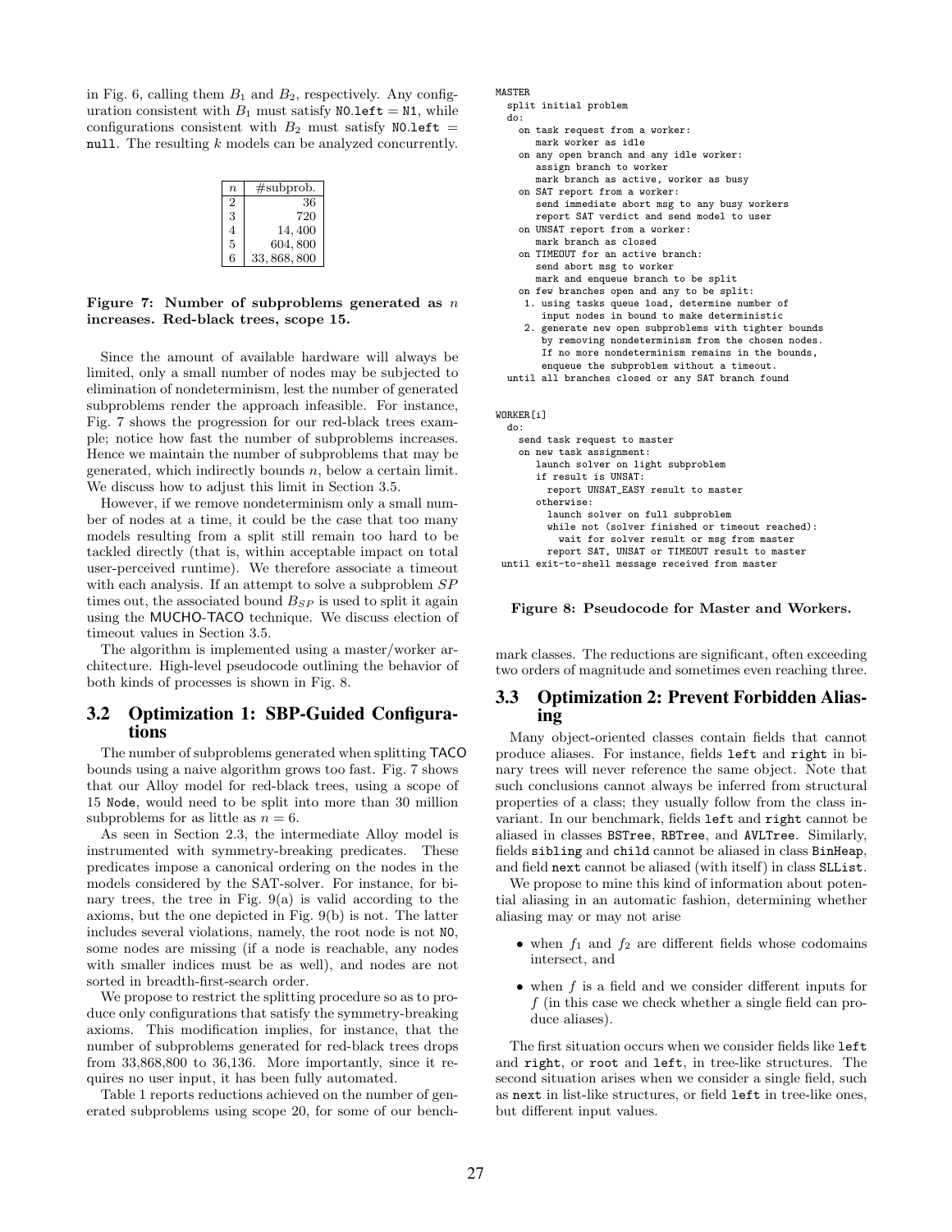in Fig. 6, calling them $B_1$ and $B_2$, respectively. Any configuration consistent with $B_1$ must satisfy `N0.left = N1`, while configurations consistent with $B_2$ must satisfy `N0.left = null`. The resulting $k$ models can be analyzed concurrently.

| $n$ | #subprob. |
|---|---|
| 2 | 36 |
| 3 | 720 |
| 4 | 14,400 |
| 5 | 604,800 |
| 6 | 33,868,800 |

**Figure 7: Number of subproblems generated as $n$ increases. Red-black trees, scope 15.**

Since the amount of available hardware will always be limited, only a small number of nodes may be subjected to elimination of nondeterminism, lest the number of generated subproblems render the approach infeasible. For instance, Fig. 7 shows the progression for our red-black trees example; notice how fast the number of subproblems increases. Hence we maintain the number of subproblems that may be generated, which indirectly bounds $n$, below a certain limit. We discuss how to adjust this limit in Section 3.5.

However, if we remove nondeterminism only a small number of nodes at a time, it could be the case that too many models resulting from a split still remain too hard to be tackled directly (that is, within acceptable impact on total user-perceived runtime). We therefore associate a timeout with each analysis. If an attempt to solve a subproblem $SP$ times out, the associated bound $B_{SP}$ is used to split it again using the MUCHO-TACO technique. We discuss election of timeout values in Section 3.5.

The algorithm is implemented using a master/worker architecture. High-level pseudocode outlining the behavior of both kinds of processes is shown in Fig. 8.

```
MASTER
  split initial problem
  do:
    on task request from a worker:
       mark worker as idle
    on any open branch and any idle worker:
       assign branch to worker
       mark branch as active, worker as busy
    on SAT report from a worker:
       send immediate abort msg to any busy workers
       report SAT verdict and send model to user
    on UNSAT report from a worker:
       mark branch as closed
    on TIMEOUT for an active branch:
       send abort msg to worker
       mark and enqueue branch to be split
    on few branches open and any to be split:
     1. using tasks queue load, determine number of
        input nodes in bound to make deterministic
     2. generate new open subproblems with tighter bounds
        by removing nondeterminism from the chosen nodes.
        If no more nondeterminism remains in the bounds,
        enqueue the subproblem without a timeout.
  until all branches closed or any SAT branch found


WORKER[i]
  do:
    send task request to master
    on new task assignment:
       launch solver on light subproblem
       if result is UNSAT:
         report UNSAT_EASY result to master
       otherwise:
         launch solver on full subproblem
         while not (solver finished or timeout reached):
           wait for solver result or msg from master
         report SAT, UNSAT or TIMEOUT result to master
 until exit-to-shell message received from master
```

**Figure 8: Pseudocode for Master and Workers.**

## 3.2 Optimization 1: SBP-Guided Configurations

The number of subproblems generated when splitting TACO bounds using a naive algorithm grows too fast. Fig. 7 shows that our Alloy model for red-black trees, using a scope of 15 `Node`, would need to be split into more than 30 million subproblems for as little as $n = 6$.

As seen in Section 2.3, the intermediate Alloy model is instrumented with symmetry-breaking predicates. These predicates impose a canonical ordering on the nodes in the models considered by the SAT-solver. For instance, for binary trees, the tree in Fig. 9(a) is valid according to the axioms, but the one depicted in Fig. 9(b) is not. The latter includes several violations, namely, the root node is not `N0`, some nodes are missing (if a node is reachable, any nodes with smaller indices must be as well), and nodes are not sorted in breadth-first-search order.

We propose to restrict the splitting procedure so as to produce only configurations that satisfy the symmetry-breaking axioms. This modification implies, for instance, that the number of subproblems generated for red-black trees drops from 33,868,800 to 36,136. More importantly, since it requires no user input, it has been fully automated.

Table 1 reports reductions achieved on the number of generated subproblems using scope 20, for some of our benchmark classes. The reductions are significant, often exceeding two orders of magnitude and sometimes even reaching three.

## 3.3 Optimization 2: Prevent Forbidden Aliasing

Many object-oriented classes contain fields that cannot produce aliases. For instance, fields `left` and `right` in binary trees will never reference the same object. Note that such conclusions cannot always be inferred from structural properties of a class; they usually follow from the class invariant. In our benchmark, fields `left` and `right` cannot be aliased in classes `BSTree`, `RBTree`, and `AVLTree`. Similarly, fields `sibling` and `child` cannot be aliased in class `BinHeap`, and field `next` cannot be aliased (with itself) in class `SLList`.

We propose to mine this kind of information about potential aliasing in an automatic fashion, determining whether aliasing may or may not arise

- when $f_1$ and $f_2$ are different fields whose codomains intersect, and
- when $f$ is a field and we consider different inputs for $f$ (in this case we check whether a single field can produce aliases).

The first situation occurs when we consider fields like `left` and `right`, or `root` and `left`, in tree-like structures. The second situation arises when we consider a single field, such as `next` in list-like structures, or field `left` in tree-like ones, but different input values.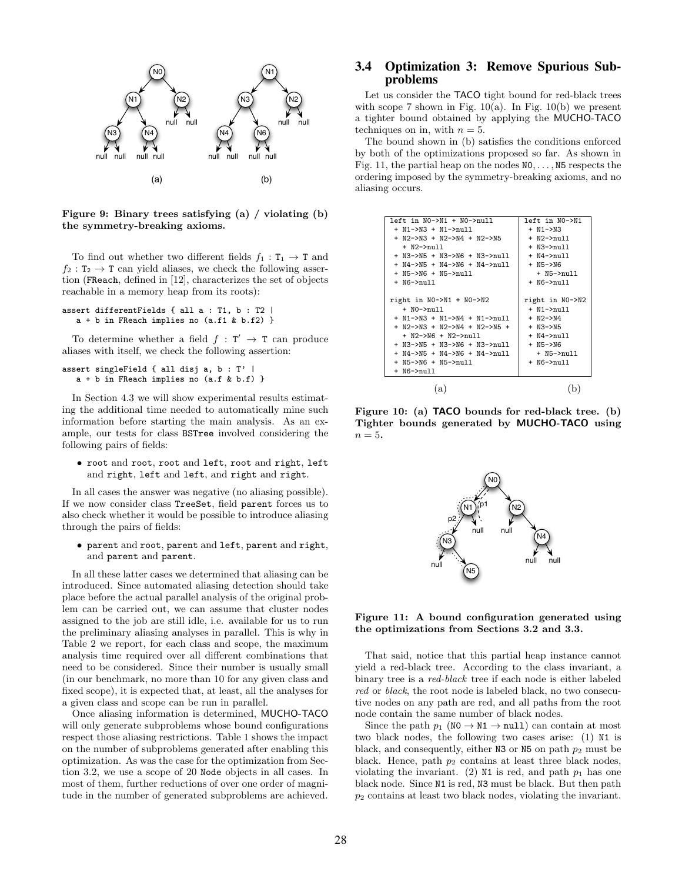Figure 9: Binary trees satisfying (a) / violating (b) the symmetry-breaking axioms.

To find out whether two different fields $f_1 : T_1 \rightarrow T$ and $f_2 : T_2 \rightarrow T$ can yield aliases, we check the following assertion (FReach, defined in [12], characterizes the set of objects reachable in a memory heap from its roots):

```
assert differentFields { all a : T1, b : T2 |
   a + b in FReach implies no (a.f1 & b.f2) }
```

To determine whether a field $f : T' \rightarrow T$ can produce aliases with itself, we check the following assertion:

```
assert singleField { all disj a, b : T' |
   a + b in FReach implies no (a.f & b.f) }
```

In Section 4.3 we will show experimental results estimating the additional time needed to automatically mine such information before starting the main analysis. As an example, our tests for class BSTree involved considering the following pairs of fields:

- root and root, root and left, root and right, left and right, left and left, and right and right.

In all cases the answer was negative (no aliasing possible). If we now consider class TreeSet, field parent forces us to also check whether it would be possible to introduce aliasing through the pairs of fields:

- parent and root, parent and left, parent and right, and parent and parent.

In all these latter cases we determined that aliasing can be introduced. Since automated aliasing detection should take place before the actual parallel analysis of the original problem can be carried out, we can assume that cluster nodes assigned to the job are still idle, i.e. available for us to run the preliminary aliasing analyses in parallel. This is why in Table 2 we report, for each class and scope, the maximum analysis time required over all different combinations that need to be considered. Since their number is usually small (in our benchmark, no more than 10 for any given class and fixed scope), it is expected that, at least, all the analyses for a given class and scope can be run in parallel.

Once aliasing information is determined, MUCHO-TACO will only generate subproblems whose bound configurations respect those aliasing restrictions. Table 1 shows the impact on the number of subproblems generated after enabling this optimization. As was the case for the optimization from Section 3.2, we use a scope of 20 Node objects in all cases. In most of them, further reductions of over one order of magnitude in the number of generated subproblems are achieved.

### 3.4 Optimization 3: Remove Spurious Subproblems

Let us consider the TACO tight bound for red-black trees with scope 7 shown in Fig. 10(a). In Fig. 10(b) we present a tighter bound obtained by applying the MUCHO-TACO techniques on in, with $n = 5$.

The bound shown in (b) satisfies the conditions enforced by both of the optimizations proposed so far. As shown in Fig. 11, the partial heap on the nodes N0, . . . , N5 respects the ordering imposed by the symmetry-breaking axioms, and no aliasing occurs.

| (a) | (b) |
|---|---|
| left in N0->N1 + N0->null<br>+ N1->N3 + N1->null<br>+ N2->N3 + N2->N4 + N2->N5<br>+ N2->null<br>+ N3->N5 + N3->N6 + N3->null<br>+ N4->N5 + N4->N6 + N4->null<br>+ N5->N6 + N5->null<br>+ N6->null | left in N0->N1<br>+ N1->N3<br>+ N2->null<br>+ N3->null<br>+ N4->null<br>+ N5->N6<br>+ N5->null<br>+ N6->null |
| right in N0->N1 + N0->N2<br>+ N0->null<br>+ N1->N3 + N1->N4 + N1->null<br>+ N2->N3 + N2->N4 + N2->N5 +<br>+ N2->N6 + N2->null<br>+ N3->N5 + N3->N6 + N3->null<br>+ N4->N5 + N4->N6 + N4->null<br>+ N5->N6 + N5->null<br>+ N6->null | right in N0->N2<br>+ N1->null<br>+ N2->N4<br>+ N3->N5<br>+ N4->null<br>+ N5->N6<br>+ N5->null<br>+ N6->null |

Figure 10: (a) TACO bounds for red-black tree. (b) Tighter bounds generated by MUCHO-TACO using $n = 5$.

Figure 11: A bound configuration generated using the optimizations from Sections 3.2 and 3.3.

That said, notice that this partial heap instance cannot yield a red-black tree. According to the class invariant, a binary tree is a *red-black* tree if each node is either labeled *red* or *black*, the root node is labeled black, no two consecutive nodes on any path are red, and all paths from the root node contain the same number of black nodes.

Since the path $p_1$ (N0 $\rightarrow$ N1 $\rightarrow$ null) can contain at most two black nodes, the following two cases arise: (1) N1 is black, and consequently, either N3 or N5 on path $p_2$ must be black. Hence, path $p_2$ contains at least three black nodes, violating the invariant. (2) N1 is red, and path $p_1$ has one black node. Since N1 is red, N3 must be black. But then path $p_2$ contains at least two black nodes, violating the invariant.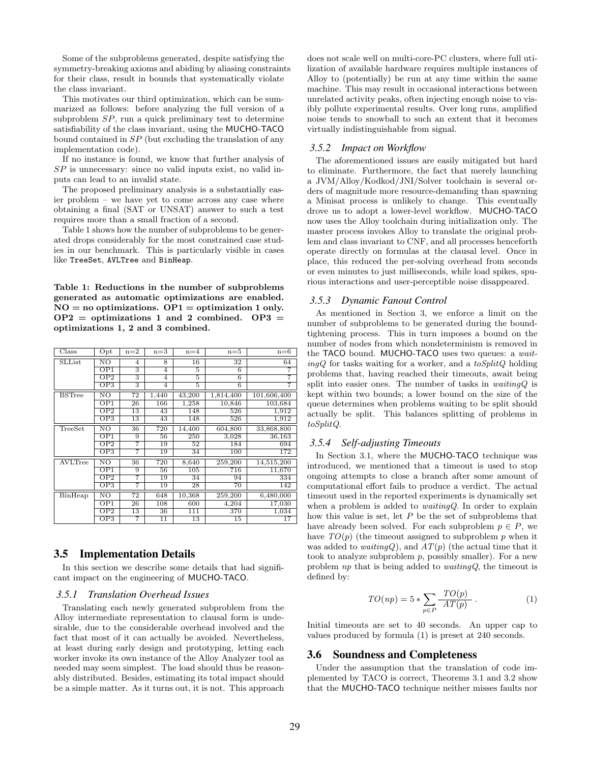Some of the subproblems generated, despite satisfying the symmetry-breaking axioms and abiding by aliasing constraints for their class, result in bounds that systematically violate the class invariant.

This motivates our third optimization, which can be summarized as follows: before analyzing the full version of a subproblem $SP$, run a quick preliminary test to determine satisfiability of the class invariant, using the MUCHO-TACO bound contained in $SP$ (but excluding the translation of any implementation code).

If no instance is found, we know that further analysis of $SP$ is unnecessary: since no valid inputs exist, no valid inputs can lead to an invalid state.

The proposed preliminary analysis is a substantially easier problem – we have yet to come across any case where obtaining a final (SAT or UNSAT) answer to such a test requires more than a small fraction of a second.

Table 1 shows how the number of subproblems to be generated drops considerably for the most constrained case studies in our benchmark. This is particularly visible in cases like `TreeSet`, `AVLTree` and `BinHeap`.

**Table 1: Reductions in the number of subproblems generated as automatic optimizations are enabled. NO = no optimizations. OP1 = optimization 1 only. OP2 = optimizations 1 and 2 combined. OP3 = optimizations 1, 2 and 3 combined.**

| Class | Opt | n=2 | n=3 | n=4 | n=5 | n=6 |
|---|---|---|---|---|---|---|
| SLList | NO | 4 | 8 | 16 | 32 | 64 |
| | OP1 | 3 | 4 | 5 | 6 | 7 |
| | OP2 | 3 | 4 | 5 | 6 | 7 |
| | OP3 | 3 | 4 | 5 | 6 | 7 |
| BSTree | NO | 72 | 1,440 | 43,200 | 1,814,400 | 101,606,400 |
| | OP1 | 26 | 166 | 1,258 | 10,846 | 103,684 |
| | OP2 | 13 | 43 | 148 | 526 | 1,912 |
| | OP3 | 13 | 43 | 148 | 526 | 1,912 |
| TreeSet | NO | 36 | 720 | 14,400 | 604,800 | 33,868,800 |
| | OP1 | 9 | 56 | 250 | 3,028 | 36,163 |
| | OP2 | 7 | 19 | 52 | 184 | 694 |
| | OP3 | 7 | 19 | 34 | 100 | 172 |
| AVLTree | NO | 36 | 720 | 8,640 | 259,200 | 14,515,200 |
| | OP1 | 9 | 56 | 105 | 716 | 11,670 |
| | OP2 | 7 | 19 | 34 | 94 | 334 |
| | OP3 | 7 | 19 | 28 | 70 | 142 |
| BinHeap | NO | 72 | 648 | 10,368 | 259,200 | 6,480,000 |
| | OP1 | 26 | 108 | 600 | 4,204 | 17,030 |
| | OP2 | 13 | 36 | 111 | 370 | 1,034 |
| | OP3 | 7 | 11 | 13 | 15 | 17 |

## 3.5 Implementation Details

In this section we describe some details that had significant impact on the engineering of MUCHO-TACO.

### 3.5.1 Translation Overhead Issues

Translating each newly generated subproblem from the Alloy intermediate representation to clausal form is undesirable, due to the considerable overhead involved and the fact that most of it can actually be avoided. Nevertheless, at least during early design and prototyping, letting each worker invoke its own instance of the Alloy Analyzer tool as needed may seem simplest. The load should thus be reasonably distributed. Besides, estimating its total impact should be a simple matter. As it turns out, it is not. This approach does not scale well on multi-core-PC clusters, where full utilization of available hardware requires multiple instances of Alloy to (potentially) be run at any time within the same machine. This may result in occasional interactions between unrelated activity peaks, often injecting enough noise to visibly pollute experimental results. Over long runs, amplified noise tends to snowball to such an extent that it becomes virtually indistinguishable from signal.

### 3.5.2 Impact on Workflow

The aforementioned issues are easily mitigated but hard to eliminate. Furthermore, the fact that merely launching a JVM/Alloy/Kodkod/JNI/Solver toolchain is several orders of magnitude more resource-demanding than spawning a Minisat process is unlikely to change. This eventually drove us to adopt a lower-level workflow. MUCHO-TACO now uses the Alloy toolchain during initialization only. The master process invokes Alloy to translate the original problem and class invariant to CNF, and all processes henceforth operate directly on formulas at the clausal level. Once in place, this reduced the per-solving overhead from seconds or even minutes to just milliseconds, while load spikes, spurious interactions and user-perceptible noise disappeared.

### 3.5.3 Dynamic Fanout Control

As mentioned in Section 3, we enforce a limit on the number of subproblems to be generated during the bound-tightening process. This in turn imposes a bound on the number of nodes from which nondeterminism is removed in the TACO bound. MUCHO-TACO uses two queues: a *waitingQ* for tasks waiting for a worker, and a *toSplitQ* holding problems that, having reached their timeouts, await being split into easier ones. The number of tasks in *waitingQ* is kept within two bounds; a lower bound on the size of the queue determines when problems waiting to be split should actually be split. This balances splitting of problems in *toSplitQ*.

### 3.5.4 Self-adjusting Timeouts

In Section 3.1, where the MUCHO-TACO technique was introduced, we mentioned that a timeout is used to stop ongoing attempts to close a branch after some amount of computational effort fails to produce a verdict. The actual timeout used in the reported experiments is dynamically set when a problem is added to *waitingQ*. In order to explain how this value is set, let $P$ be the set of subproblems that have already been solved. For each subproblem $p \in P$, we have $TO(p)$ (the timeout assigned to subproblem $p$ when it was added to *waitingQ*), and $AT(p)$ (the actual time that it took to analyze subproblem $p$, possibly smaller). For a new problem $np$ that is being added to *waitingQ*, the timeout is defined by:

$$TO(np) = 5 * \sum_{p \in P} \frac{TO(p)}{AT(p)} \ . \quad (1)$$

Initial timeouts are set to 40 seconds. An upper cap to values produced by formula (1) is preset at 240 seconds.

## 3.6 Soundness and Completeness

Under the assumption that the translation of code implemented by TACO is correct, Theorems 3.1 and 3.2 show that the MUCHO-TACO technique neither misses faults nor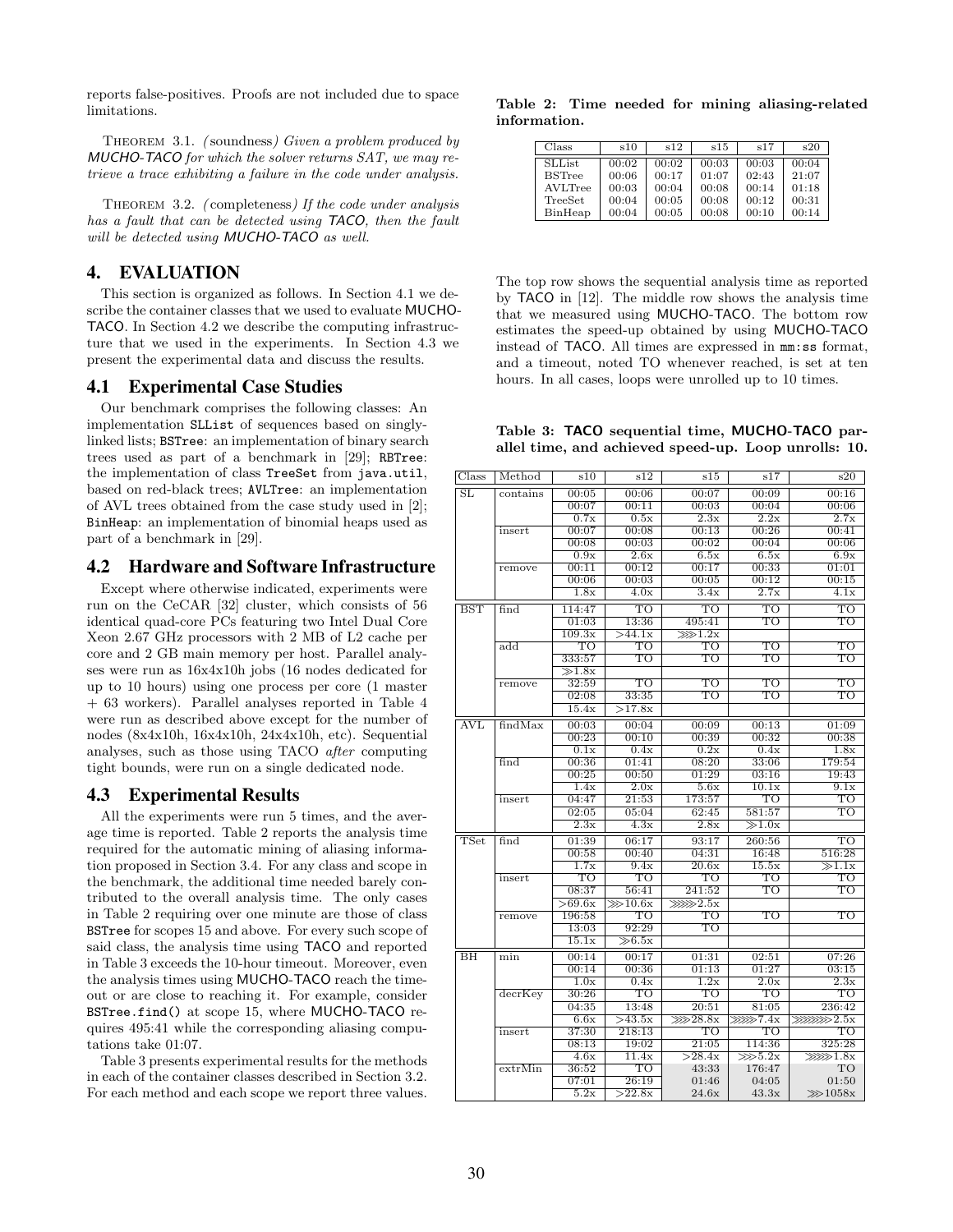reports false-positives. Proofs are not included due to space limitations.

THEOREM 3.1. *(soundness) Given a problem produced by MUCHO-TACO for which the solver returns SAT, we may retrieve a trace exhibiting a failure in the code under analysis.*

THEOREM 3.2. *(completeness) If the code under analysis has a fault that can be detected using TACO, then the fault will be detected using MUCHO-TACO as well.*

## 4. EVALUATION

This section is organized as follows. In Section 4.1 we describe the container classes that we used to evaluate MUCHO-TACO. In Section 4.2 we describe the computing infrastructure that we used in the experiments. In Section 4.3 we present the experimental data and discuss the results.

### 4.1 Experimental Case Studies

Our benchmark comprises the following classes: An implementation `SLList` of sequences based on singly-linked lists; `BSTree`: an implementation of binary search trees used as part of a benchmark in [29]; `RBTree`: the implementation of class `TreeSet` from `java.util`, based on red-black trees; `AVLTree`: an implementation of AVL trees obtained from the case study used in [2]; `BinHeap`: an implementation of binomial heaps used as part of a benchmark in [29].

### 4.2 Hardware and Software Infrastructure

Except where otherwise indicated, experiments were run on the CeCAR [32] cluster, which consists of 56 identical quad-core PCs featuring two Intel Dual Core Xeon 2.67 GHz processors with 2 MB of L2 cache per core and 2 GB main memory per host. Parallel analyses were run as 16x4x10h jobs (16 nodes dedicated for up to 10 hours) using one process per core (1 master + 63 workers). Parallel analyses reported in Table 4 were run as described above except for the number of nodes (8x4x10h, 16x4x10h, 24x4x10h, etc). Sequential analyses, such as those using TACO *after* computing tight bounds, were run on a single dedicated node.

### 4.3 Experimental Results

All the experiments were run 5 times, and the average time is reported. Table 2 reports the analysis time required for the automatic mining of aliasing information proposed in Section 3.4. For any class and scope in the benchmark, the additional time needed barely contributed to the overall analysis time. The only cases in Table 2 requiring over one minute are those of class `BSTree` for scopes 15 and above. For every such scope of said class, the analysis time using TACO and reported in Table 3 exceeds the 10-hour timeout. Moreover, even the analysis times using MUCHO-TACO reach the timeout or are close to reaching it. For example, consider `BSTree.find()` at scope 15, where MUCHO-TACO requires 495:41 while the corresponding aliasing computations take 01:07.

Table 3 presents experimental results for the methods in each of the container classes described in Section 3.2. For each method and each scope we report three values.

**Table 2: Time needed for mining aliasing-related information.**

| Class | s10 | s12 | s15 | s17 | s20 |
|---|---|---|---|---|---|
| SLList | 00:02 | 00:02 | 00:03 | 00:03 | 00:04 |
| BSTree | 00:06 | 00:17 | 01:07 | 02:43 | 21:07 |
| AVLTree | 00:03 | 00:04 | 00:08 | 00:14 | 01:18 |
| TreeSet | 00:04 | 00:05 | 00:08 | 00:12 | 00:31 |
| BinHeap | 00:04 | 00:05 | 00:08 | 00:10 | 00:14 |

The top row shows the sequential analysis time as reported by TACO in [12]. The middle row shows the analysis time that we measured using MUCHO-TACO. The bottom row estimates the speed-up obtained by using MUCHO-TACO instead of TACO. All times are expressed in `mm:ss` format, and a timeout, noted TO whenever reached, is set at ten hours. In all cases, loops were unrolled up to 10 times.

**Table 3: TACO sequential time, MUCHO-TACO parallel time, and achieved speed-up. Loop unrolls: 10.**

| Class | Method | s10 | s12 | s15 | s17 | s20 |
|---|---|---|---|---|---|---|
| SL | contains | 00:05 | 00:06 | 00:07 | 00:09 | 00:16 |
| | | 00:07 | 00:11 | 00:03 | 00:04 | 00:06 |
| | | 0.7x | 0.5x | 2.3x | 2.2x | 2.7x |
| | insert | 00:07 | 00:08 | 00:13 | 00:26 | 00:41 |
| | | 00:08 | 00:03 | 00:02 | 00:04 | 00:06 |
| | | 0.9x | 2.6x | 6.5x | 6.5x | 6.9x |
| | remove | 00:11 | 00:12 | 00:17 | 00:33 | 01:01 |
| | | 00:06 | 00:03 | 00:05 | 00:12 | 00:15 |
| | | 1.8x | 4.0x | 3.4x | 2.7x | 4.1x |
| BST | find | 114:47 | TO | TO | TO | TO |
| | | 01:03 | 13:36 | 495:41 | TO | TO |
| | | 109.3x | >44.1x | ⋙1.2x | | |
| | add | TO | TO | TO | TO | TO |
| | | 333:57 | TO | TO | TO | TO |
| | | ≫1.8x | | | | |
| | remove | 32:59 | TO | TO | TO | TO |
| | | 02:08 | 33:35 | TO | TO | TO |
| | | 15.4x | >17.8x | | | |
| AVL | findMax | 00:03 | 00:04 | 00:09 | 00:13 | 01:09 |
| | | 00:23 | 00:10 | 00:39 | 00:32 | 00:38 |
| | | 0.1x | 0.4x | 0.2x | 0.4x | 1.8x |
| | find | 00:36 | 01:41 | 08:20 | 33:06 | 179:54 |
| | | 00:25 | 00:50 | 01:29 | 03:16 | 19:43 |
| | | 1.4x | 2.0x | 5.6x | 10.1x | 9.1x |
| | insert | 04:47 | 21:53 | 173:57 | TO | TO |
| | | 02:05 | 05:04 | 62:45 | 581:57 | TO |
| | | 2.3x | 4.3x | 2.8x | ≫1.0x | |
| TSet | find | 01:39 | 06:17 | 93:17 | 260:56 | TO |
| | | 00:58 | 00:40 | 04:31 | 16:48 | 516:28 |
| | | 1.7x | 9.4x | 20.6x | 15.5x | ≫1.1x |
| | insert | TO | TO | TO | TO | TO |
| | | 08:37 | 56:41 | 241:52 | TO | TO |
| | | >69.6x | ⋙10.6x | ⋙⋙2.5x | | |
| | remove | 196:58 | TO | TO | TO | TO |
| | | 13:03 | 92:29 | TO | | |
| | | 15.1x | ≫6.5x | | | |
| BH | min | 00:14 | 00:17 | 01:31 | 02:51 | 07:26 |
| | | 00:14 | 00:36 | 01:13 | 01:27 | 03:15 |
| | | 1.0x | 0.4x | 1.2x | 2.0x | 2.3x |
| | decrKey | 30:26 | TO | TO | TO | TO |
| | | 04:35 | 13:48 | 20:51 | 81:05 | 236:42 |
| | | 6.6x | >43.5x | ⋙28.8x | ⋙⋙7.4x | ⋙⋙⋙2.5x |
| | insert | 37:30 | 218:13 | TO | TO | TO |
| | | 08:13 | 19:02 | 21:05 | 114:36 | 325:28 |
| | | 4.6x | 11.4x | >28.4x | ⋙5.2x | ⋙⋙1.8x |
| | extrMin | 36:52 | TO | 43:33 | 176:47 | TO |
| | | 07:01 | 26:19 | 01:46 | 04:05 | 01:50 |
| | | 5.2x | >22.8x | 24.6x | 43.3x | ⋙1058x |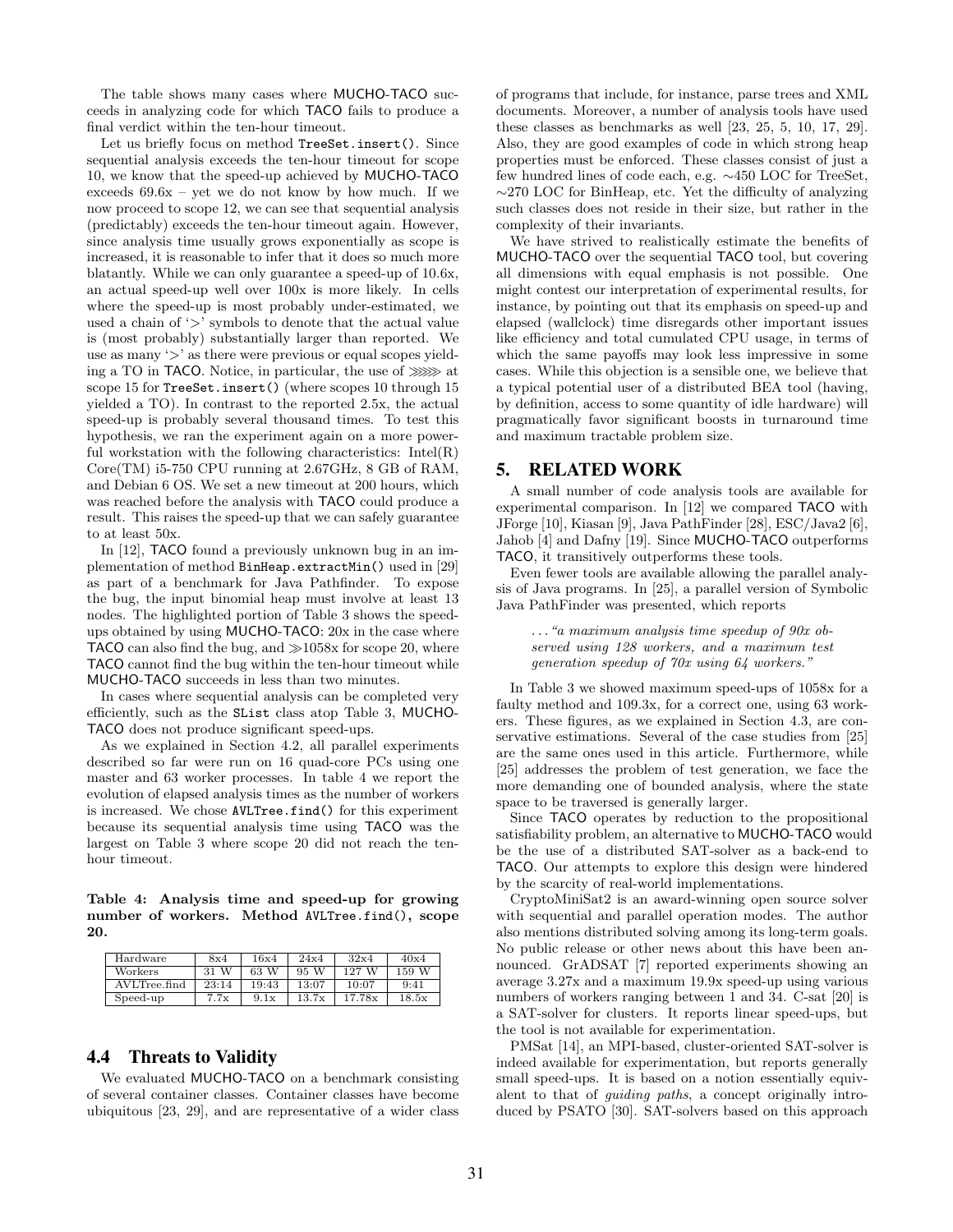The table shows many cases where MUCHO-TACO succeeds in analyzing code for which TACO fails to produce a final verdict within the ten-hour timeout.

Let us briefly focus on method `TreeSet.insert()`. Since sequential analysis exceeds the ten-hour timeout for scope 10, we know that the speed-up achieved by MUCHO-TACO exceeds 69.6x – yet we do not know by how much. If we now proceed to scope 12, we can see that sequential analysis (predictably) exceeds the ten-hour timeout again. However, since analysis time usually grows exponentially as scope is increased, it is reasonable to infer that it does so much more blatantly. While we can only guarantee a speed-up of 10.6x, an actual speed-up well over 100x is more likely. In cells where the speed-up is most probably under-estimated, we used a chain of '>' symbols to denote that the actual value is (most probably) substantially larger than reported. We use as many '>' as there were previous or equal scopes yielding a TO in TACO. Notice, in particular, the use of $\gg\gg\gg$ at scope 15 for `TreeSet.insert()` (where scopes 10 through 15 yielded a TO). In contrast to the reported 2.5x, the actual speed-up is probably several thousand times. To test this hypothesis, we ran the experiment again on a more powerful workstation with the following characteristics: Intel(R) Core(TM) i5-750 CPU running at 2.67GHz, 8 GB of RAM, and Debian 6 OS. We set a new timeout at 200 hours, which was reached before the analysis with TACO could produce a result. This raises the speed-up that we can safely guarantee to at least 50x.

In [12], TACO found a previously unknown bug in an implementation of method `BinHeap.extractMin()` used in [29] as part of a benchmark for Java Pathfinder. To expose the bug, the input binomial heap must involve at least 13 nodes. The highlighted portion of Table 3 shows the speedups obtained by using MUCHO-TACO: 20x in the case where TACO can also find the bug, and $\gg$1058x for scope 20, where TACO cannot find the bug within the ten-hour timeout while MUCHO-TACO succeeds in less than two minutes.

In cases where sequential analysis can be completed very efficiently, such as the `SList` class atop Table 3, MUCHO-TACO does not produce significant speed-ups.

As we explained in Section 4.2, all parallel experiments described so far were run on 16 quad-core PCs using one master and 63 worker processes. In table 4 we report the evolution of elapsed analysis times as the number of workers is increased. We chose `AVLTree.find()` for this experiment because its sequential analysis time using TACO was the largest on Table 3 where scope 20 did not reach the ten-hour timeout.

**Table 4: Analysis time and speed-up for growing number of workers. Method `AVLTree.find()`, scope 20.**

| Hardware | 8x4 | 16x4 | 24x4 | 32x4 | 40x4 |
|---|---|---|---|---|---|
| Workers | 31 W | 63 W | 95 W | 127 W | 159 W |
| AVLTree.find | 23:14 | 19:43 | 13:07 | 10:07 | 9:41 |
| Speed-up | 7.7x | 9.1x | 13.7x | 17.78x | 18.5x |

### 4.4 Threats to Validity

We evaluated MUCHO-TACO on a benchmark consisting of several container classes. Container classes have become ubiquitous [23, 29], and are representative of a wider class of programs that include, for instance, parse trees and XML documents. Moreover, a number of analysis tools have used these classes as benchmarks as well [23, 25, 5, 10, 17, 29]. Also, they are good examples of code in which strong heap properties must be enforced. These classes consist of just a few hundred lines of code each, e.g. ∼450 LOC for TreeSet, ∼270 LOC for BinHeap, etc. Yet the difficulty of analyzing such classes does not reside in their size, but rather in the complexity of their invariants.

We have strived to realistically estimate the benefits of MUCHO-TACO over the sequential TACO tool, but covering all dimensions with equal emphasis is not possible. One might contest our interpretation of experimental results, for instance, by pointing out that its emphasis on speed-up and elapsed (wallclock) time disregards other important issues like efficiency and total cumulated CPU usage, in terms of which the same payoffs may look less impressive in some cases. While this objection is a sensible one, we believe that a typical potential user of a distributed BEA tool (having, by definition, access to some quantity of idle hardware) will pragmatically favor significant boosts in turnaround time and maximum tractable problem size.

## 5. RELATED WORK

A small number of code analysis tools are available for experimental comparison. In [12] we compared TACO with JForge [10], Kiasan [9], Java PathFinder [28], ESC/Java2 [6], Jahob [4] and Dafny [19]. Since MUCHO-TACO outperforms TACO, it transitively outperforms these tools.

Even fewer tools are available allowing the parallel analysis of Java programs. In [25], a parallel version of Symbolic Java PathFinder was presented, which reports

> ...*"a maximum analysis time speedup of 90x observed using 128 workers, and a maximum test generation speedup of 70x using 64 workers."*

In Table 3 we showed maximum speed-ups of 1058x for a faulty method and 109.3x, for a correct one, using 63 workers. These figures, as we explained in Section 4.3, are conservative estimations. Several of the case studies from [25] are the same ones used in this article. Furthermore, while [25] addresses the problem of test generation, we face the more demanding one of bounded analysis, where the state space to be traversed is generally larger.

Since TACO operates by reduction to the propositional satisfiability problem, an alternative to MUCHO-TACO would be the use of a distributed SAT-solver as a back-end to TACO. Our attempts to explore this design were hindered by the scarcity of real-world implementations.

CryptoMiniSat2 is an award-winning open source solver with sequential and parallel operation modes. The author also mentions distributed solving among its long-term goals. No public release or other news about this have been announced. GrADSAT [7] reported experiments showing an average 3.27x and a maximum 19.9x speed-up using various numbers of workers ranging between 1 and 34. C-sat [20] is a SAT-solver for clusters. It reports linear speed-ups, but the tool is not available for experimentation.

PMSat [14], an MPI-based, cluster-oriented SAT-solver is indeed available for experimentation, but reports generally small speed-ups. It is based on a notion essentially equivalent to that of *guiding paths*, a concept originally introduced by PSATO [30]. SAT-solvers based on this approach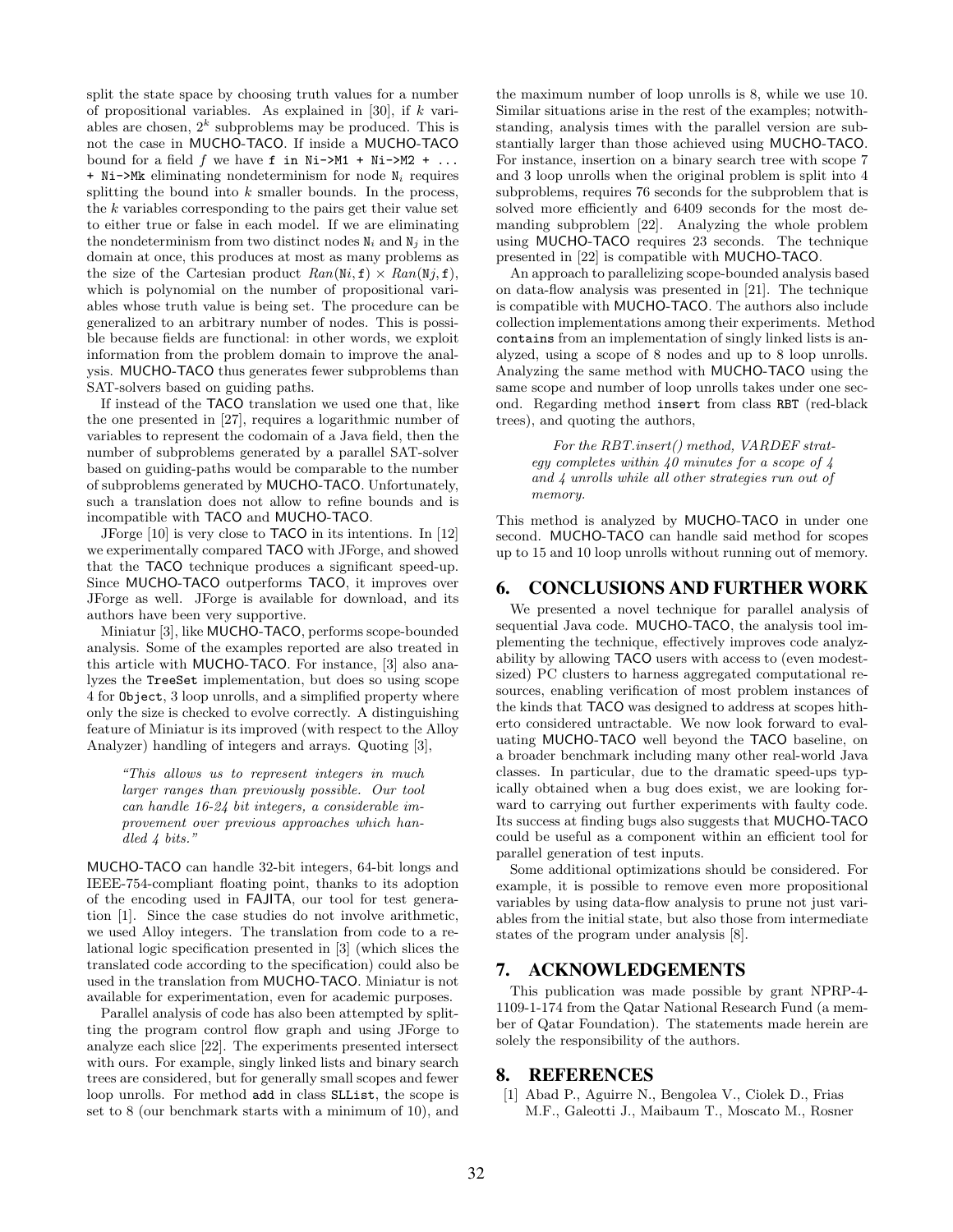split the state space by choosing truth values for a number of propositional variables. As explained in [30], if $k$ variables are chosen, $2^k$ subproblems may be produced. This is not the case in MUCHO-TACO. If inside a MUCHO-TACO bound for a field $f$ we have `f in Ni->M1 + Ni->M2 + ... + Ni->Mk` eliminating nondeterminism for node $N_i$ requires splitting the bound into $k$ smaller bounds. In the process, the $k$ variables corresponding to the pairs get their value set to either true or false in each model. If we are eliminating the nondeterminism from two distinct nodes $N_i$ and $N_j$ in the domain at once, this produces at most as many problems as the size of the Cartesian product $Ran(Ni, f) \times Ran(Nj, f)$, which is polynomial on the number of propositional variables whose truth value is being set. The procedure can be generalized to an arbitrary number of nodes. This is possible because fields are functional: in other words, we exploit information from the problem domain to improve the analysis. MUCHO-TACO thus generates fewer subproblems than SAT-solvers based on guiding paths.

If instead of the TACO translation we used one that, like the one presented in [27], requires a logarithmic number of variables to represent the codomain of a Java field, then the number of subproblems generated by a parallel SAT-solver based on guiding-paths would be comparable to the number of subproblems generated by MUCHO-TACO. Unfortunately, such a translation does not allow to refine bounds and is incompatible with TACO and MUCHO-TACO.

JForge [10] is very close to TACO in its intentions. In [12] we experimentally compared TACO with JForge, and showed that the TACO technique produces a significant speed-up. Since MUCHO-TACO outperforms TACO, it improves over JForge as well. JForge is available for download, and its authors have been very supportive.

Miniatur [3], like MUCHO-TACO, performs scope-bounded analysis. Some of the examples reported are also treated in this article with MUCHO-TACO. For instance, [3] also analyzes the `TreeSet` implementation, but does so using scope 4 for `Object`, 3 loop unrolls, and a simplified property where only the size is checked to evolve correctly. A distinguishing feature of Miniatur is its improved (with respect to the Alloy Analyzer) handling of integers and arrays. Quoting [3],

> *"This allows us to represent integers in much larger ranges than previously possible. Our tool can handle 16-24 bit integers, a considerable improvement over previous approaches which handled 4 bits."*

MUCHO-TACO can handle 32-bit integers, 64-bit longs and IEEE-754-compliant floating point, thanks to its adoption of the encoding used in FAJITA, our tool for test generation [1]. Since the case studies do not involve arithmetic, we used Alloy integers. The translation from code to a relational logic specification presented in [3] (which slices the translated code according to the specification) could also be used in the translation from MUCHO-TACO. Miniatur is not available for experimentation, even for academic purposes.

Parallel analysis of code has also been attempted by splitting the program control flow graph and using JForge to analyze each slice [22]. The experiments presented intersect with ours. For example, singly linked lists and binary search trees are considered, but for generally small scopes and fewer loop unrolls. For method `add` in class `SLList`, the scope is set to 8 (our benchmark starts with a minimum of 10), and the maximum number of loop unrolls is 8, while we use 10. Similar situations arise in the rest of the examples; notwithstanding, analysis times with the parallel version are substantially larger than those achieved using MUCHO-TACO. For instance, insertion on a binary search tree with scope 7 and 3 loop unrolls when the original problem is split into 4 subproblems, requires 76 seconds for the subproblem that is solved more efficiently and 6409 seconds for the most demanding subproblem [22]. Analyzing the whole problem using MUCHO-TACO requires 23 seconds. The technique presented in [22] is compatible with MUCHO-TACO.

An approach to parallelizing scope-bounded analysis based on data-flow analysis was presented in [21]. The technique is compatible with MUCHO-TACO. The authors also include collection implementations among their experiments. Method `contains` from an implementation of singly linked lists is analyzed, using a scope of 8 nodes and up to 8 loop unrolls. Analyzing the same method with MUCHO-TACO using the same scope and number of loop unrolls takes under one second. Regarding method `insert` from class `RBT` (red-black trees), and quoting the authors,

> *For the RBT.insert() method, VARDEF strategy completes within 40 minutes for a scope of 4 and 4 unrolls while all other strategies run out of memory.*

This method is analyzed by MUCHO-TACO in under one second. MUCHO-TACO can handle said method for scopes up to 15 and 10 loop unrolls without running out of memory.

## 6. CONCLUSIONS AND FURTHER WORK

We presented a novel technique for parallel analysis of sequential Java code. MUCHO-TACO, the analysis tool implementing the technique, effectively improves code analyzability by allowing TACO users with access to (even modest-sized) PC clusters to harness aggregated computational resources, enabling verification of most problem instances of the kinds that TACO was designed to address at scopes hitherto considered untractable. We now look forward to evaluating MUCHO-TACO well beyond the TACO baseline, on a broader benchmark including many other real-world Java classes. In particular, due to the dramatic speed-ups typically obtained when a bug does exist, we are looking forward to carrying out further experiments with faulty code. Its success at finding bugs also suggests that MUCHO-TACO could be useful as a component within an efficient tool for parallel generation of test inputs.

Some additional optimizations should be considered. For example, it is possible to remove even more propositional variables by using data-flow analysis to prune not just variables from the initial state, but also those from intermediate states of the program under analysis [8].

## 7. ACKNOWLEDGEMENTS

This publication was made possible by grant NPRP-4-1109-1-174 from the Qatar National Research Fund (a member of Qatar Foundation). The statements made herein are solely the responsibility of the authors.

## 8. REFERENCES

[1] Abad P., Aguirre N., Bengolea V., Ciolek D., Frias M.F., Galeotti J., Maibaum T., Moscato M., Rosner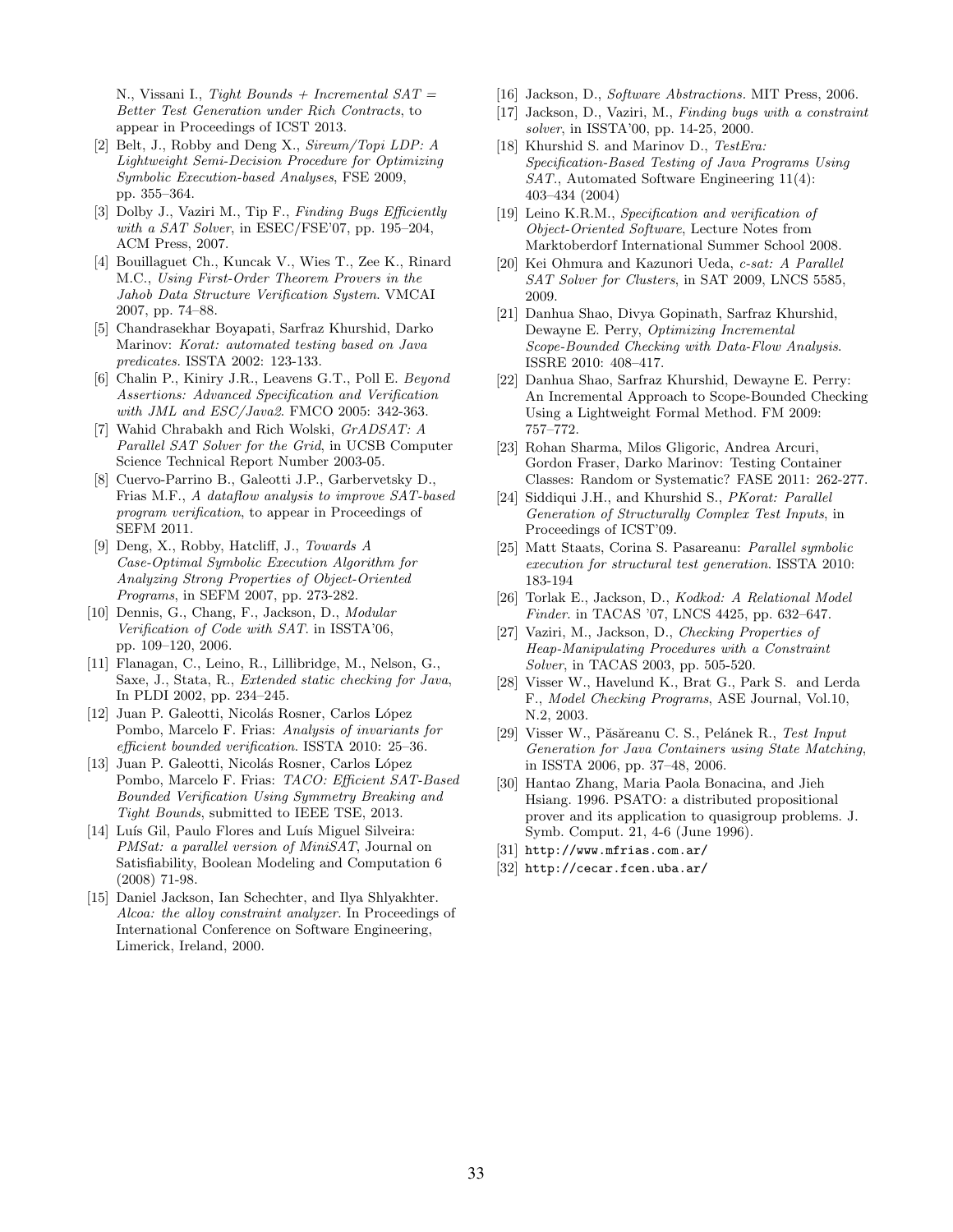N., Vissani I., *Tight Bounds + Incremental SAT = Better Test Generation under Rich Contracts*, to appear in Proceedings of ICST 2013.

[2] Belt, J., Robby and Deng X., *Sireum/Topi LDP: A Lightweight Semi-Decision Procedure for Optimizing Symbolic Execution-based Analyses*, FSE 2009, pp. 355–364.

[3] Dolby J., Vaziri M., Tip F., *Finding Bugs Efficiently with a SAT Solver*, in ESEC/FSE'07, pp. 195–204, ACM Press, 2007.

[4] Bouillaguet Ch., Kuncak V., Wies T., Zee K., Rinard M.C., *Using First-Order Theorem Provers in the Jahob Data Structure Verification System*. VMCAI 2007, pp. 74–88.

[5] Chandrasekhar Boyapati, Sarfraz Khurshid, Darko Marinov: *Korat: automated testing based on Java predicates.* ISSTA 2002: 123-133.

[6] Chalin P., Kiniry J.R., Leavens G.T., Poll E. *Beyond Assertions: Advanced Specification and Verification with JML and ESC/Java2*. FMCO 2005: 342-363.

[7] Wahid Chrabakh and Rich Wolski, *GrADSAT: A Parallel SAT Solver for the Grid*, in UCSB Computer Science Technical Report Number 2003-05.

[8] Cuervo-Parrino B., Galeotti J.P., Garbervetsky D., Frias M.F., *A dataflow analysis to improve SAT-based program verification*, to appear in Proceedings of SEFM 2011.

[9] Deng, X., Robby, Hatcliff, J., *Towards A Case-Optimal Symbolic Execution Algorithm for Analyzing Strong Properties of Object-Oriented Programs*, in SEFM 2007, pp. 273-282.

[10] Dennis, G., Chang, F., Jackson, D., *Modular Verification of Code with SAT.* in ISSTA'06, pp. 109–120, 2006.

[11] Flanagan, C., Leino, R., Lillibridge, M., Nelson, G., Saxe, J., Stata, R., *Extended static checking for Java*, In PLDI 2002, pp. 234–245.

[12] Juan P. Galeotti, Nicolás Rosner, Carlos López Pombo, Marcelo F. Frias: *Analysis of invariants for efficient bounded verification*. ISSTA 2010: 25–36.

[13] Juan P. Galeotti, Nicolás Rosner, Carlos López Pombo, Marcelo F. Frias: *TACO: Efficient SAT-Based Bounded Verification Using Symmetry Breaking and Tight Bounds*, submitted to IEEE TSE, 2013.

[14] Luís Gil, Paulo Flores and Luís Miguel Silveira: *PMSat: a parallel version of MiniSAT*, Journal on Satisfiability, Boolean Modeling and Computation 6 (2008) 71-98.

[15] Daniel Jackson, Ian Schechter, and Ilya Shlyakhter. *Alcoa: the alloy constraint analyzer.* In Proceedings of International Conference on Software Engineering, Limerick, Ireland, 2000.

[16] Jackson, D., *Software Abstractions*. MIT Press, 2006.

[17] Jackson, D., Vaziri, M., *Finding bugs with a constraint solver*, in ISSTA'00, pp. 14-25, 2000.

[18] Khurshid S. and Marinov D., *TestEra: Specification-Based Testing of Java Programs Using SAT.*, Automated Software Engineering 11(4): 403–434 (2004)

[19] Leino K.R.M., *Specification and verification of Object-Oriented Software*, Lecture Notes from Marktoberdorf International Summer School 2008.

[20] Kei Ohmura and Kazunori Ueda, *c-sat: A Parallel SAT Solver for Clusters*, in SAT 2009, LNCS 5585, 2009.

[21] Danhua Shao, Divya Gopinath, Sarfraz Khurshid, Dewayne E. Perry, *Optimizing Incremental Scope-Bounded Checking with Data-Flow Analysis*. ISSRE 2010: 408–417.

[22] Danhua Shao, Sarfraz Khurshid, Dewayne E. Perry: An Incremental Approach to Scope-Bounded Checking Using a Lightweight Formal Method. FM 2009: 757–772.

[23] Rohan Sharma, Milos Gligoric, Andrea Arcuri, Gordon Fraser, Darko Marinov: Testing Container Classes: Random or Systematic? FASE 2011: 262-277.

[24] Siddiqui J.H., and Khurshid S., *PKorat: Parallel Generation of Structurally Complex Test Inputs*, in Proceedings of ICST'09.

[25] Matt Staats, Corina S. Pasareanu: *Parallel symbolic execution for structural test generation*. ISSTA 2010: 183-194

[26] Torlak E., Jackson, D., *Kodkod: A Relational Model Finder.* in TACAS '07, LNCS 4425, pp. 632–647.

[27] Vaziri, M., Jackson, D., *Checking Properties of Heap-Manipulating Procedures with a Constraint Solver*, in TACAS 2003, pp. 505-520.

[28] Visser W., Havelund K., Brat G., Park S. and Lerda F., *Model Checking Programs*, ASE Journal, Vol.10, N.2, 2003.

[29] Visser W., Păsăreanu C. S., Pelánek R., *Test Input Generation for Java Containers using State Matching*, in ISSTA 2006, pp. 37–48, 2006.

[30] Hantao Zhang, Maria Paola Bonacina, and Jieh Hsiang. 1996. PSATO: a distributed propositional prover and its application to quasigroup problems. J. Symb. Comput. 21, 4-6 (June 1996).

[31] `http://www.mfrias.com.ar/`

[32] `http://cecar.fcen.uba.ar/`